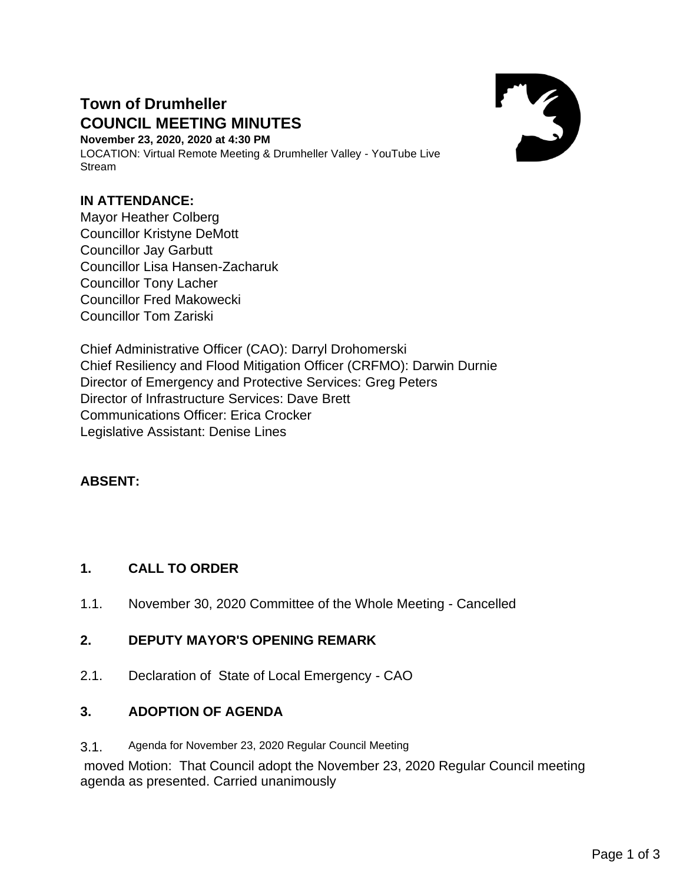# Town of Drumheller
# COUNCIL MEETING MINUTES

**November 23, 2020, 2020 at 4:30 PM**
LOCATION: Virtual Remote Meeting & Drumheller Valley - YouTube Live Stream

**IN ATTENDANCE:**
Mayor Heather Colberg
Councillor Kristyne DeMott
Councillor Jay Garbutt
Councillor Lisa Hansen-Zacharuk
Councillor Tony Lacher
Councillor Fred Makowecki
Councillor Tom Zariski

Chief Administrative Officer (CAO): Darryl Drohomerski
Chief Resiliency and Flood Mitigation Officer (CRFMO): Darwin Durnie
Director of Emergency and Protective Services: Greg Peters
Director of Infrastructure Services: Dave Brett
Communications Officer: Erica Crocker
Legislative Assistant: Denise Lines

**ABSENT:**

## 1. CALL TO ORDER

1.1. November 30, 2020 Committee of the Whole Meeting - Cancelled

## 2. DEPUTY MAYOR'S OPENING REMARK

2.1. Declaration of State of Local Emergency - CAO

## 3. ADOPTION OF AGENDA

3.1. Agenda for November 23, 2020 Regular Council Meeting

moved Motion: That Council adopt the November 23, 2020 Regular Council meeting agenda as presented. Carried unanimously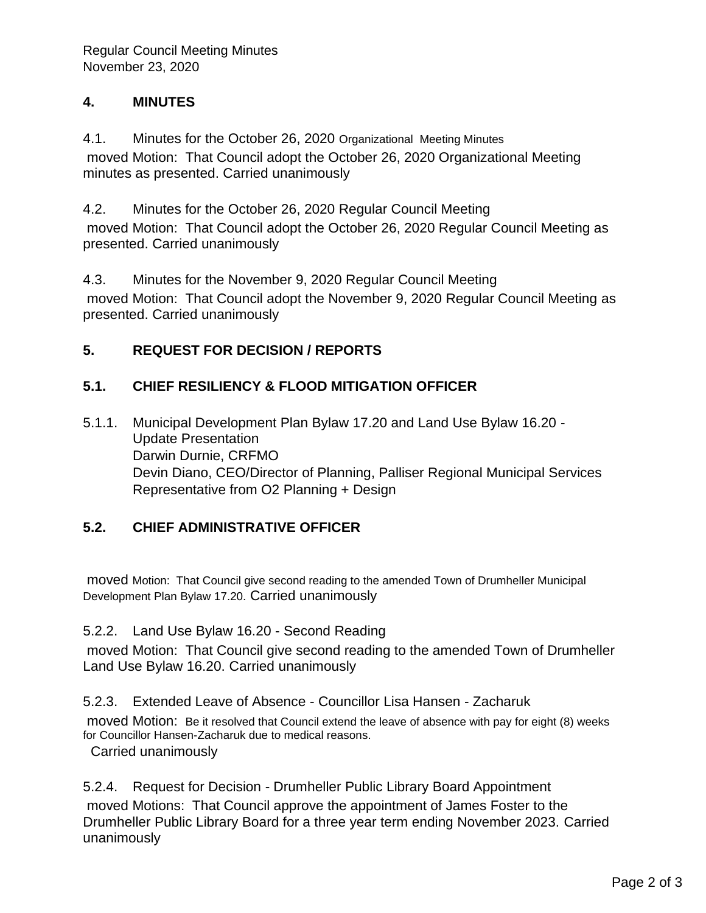## 4. MINUTES

4.1. Minutes for the October 26, 2020 Organizational Meeting Minutes

moved Motion: That Council adopt the October 26, 2020 Organizational Meeting minutes as presented. Carried unanimously

4.2. Minutes for the October 26, 2020 Regular Council Meeting

moved Motion: That Council adopt the October 26, 2020 Regular Council Meeting as presented. Carried unanimously

4.3. Minutes for the November 9, 2020 Regular Council Meeting

moved Motion: That Council adopt the November 9, 2020 Regular Council Meeting as presented. Carried unanimously

## 5. REQUEST FOR DECISION / REPORTS

### 5.1. CHIEF RESILIENCY & FLOOD MITIGATION OFFICER

5.1.1. Municipal Development Plan Bylaw 17.20 and Land Use Bylaw 16.20 - Update Presentation
Darwin Durnie, CRFMO
Devin Diano, CEO/Director of Planning, Palliser Regional Municipal Services
Representative from O2 Planning + Design

### 5.2. CHIEF ADMINISTRATIVE OFFICER

moved Motion: That Council give second reading to the amended Town of Drumheller Municipal Development Plan Bylaw 17.20. Carried unanimously

5.2.2. Land Use Bylaw 16.20 - Second Reading

moved Motion: That Council give second reading to the amended Town of Drumheller Land Use Bylaw 16.20. Carried unanimously

5.2.3. Extended Leave of Absence - Councillor Lisa Hansen - Zacharuk

moved Motion: Be it resolved that Council extend the leave of absence with pay for eight (8) weeks for Councillor Hansen-Zacharuk due to medical reasons.
Carried unanimously

5.2.4. Request for Decision - Drumheller Public Library Board Appointment

moved Motions: That Council approve the appointment of James Foster to the Drumheller Public Library Board for a three year term ending November 2023. Carried unanimously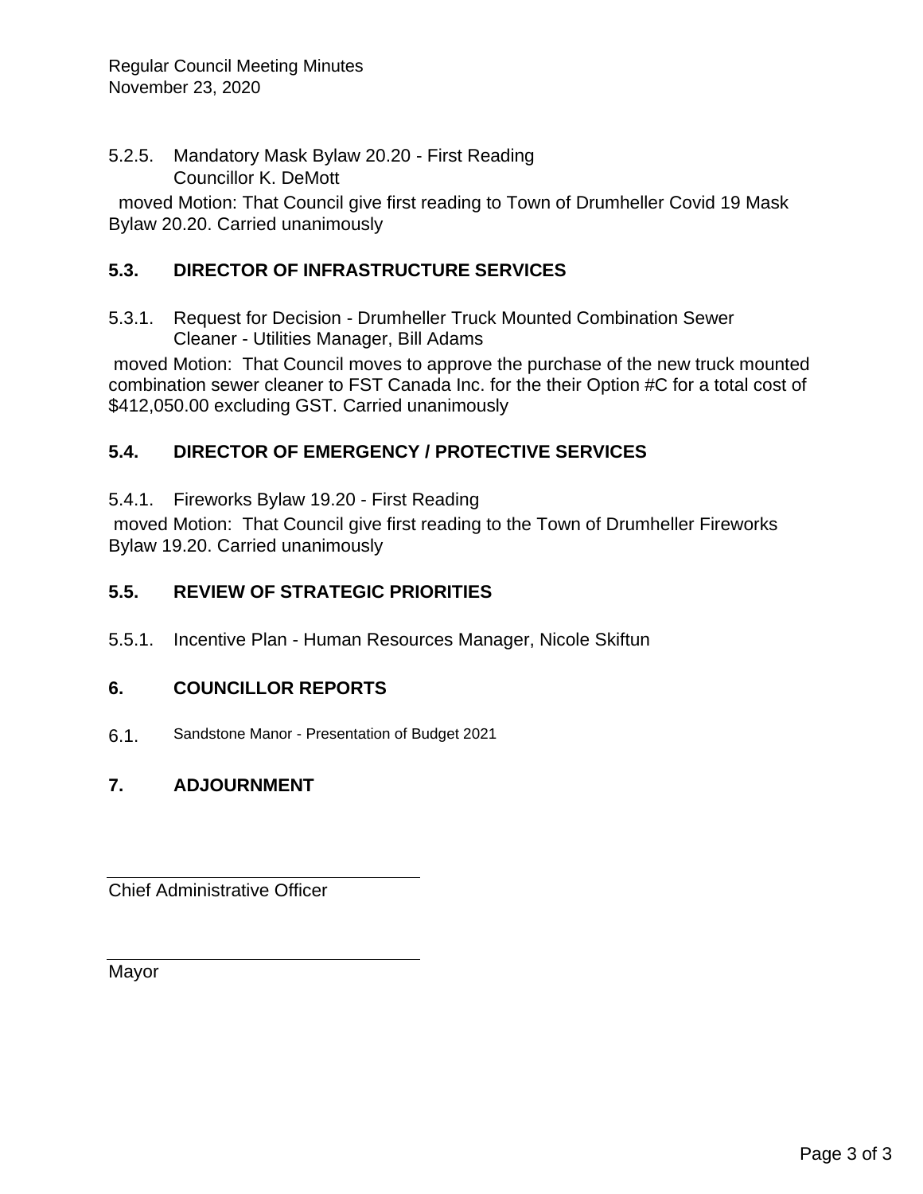Regular Council Meeting Minutes
November 23, 2020

5.2.5. Mandatory Mask Bylaw 20.20 - First Reading
Councillor K. DeMott

moved Motion: That Council give first reading to Town of Drumheller Covid 19 Mask Bylaw 20.20. Carried unanimously

## 5.3. DIRECTOR OF INFRASTRUCTURE SERVICES

5.3.1. Request for Decision - Drumheller Truck Mounted Combination Sewer Cleaner - Utilities Manager, Bill Adams

moved Motion: That Council moves to approve the purchase of the new truck mounted combination sewer cleaner to FST Canada Inc. for the their Option #C for a total cost of $412,050.00 excluding GST. Carried unanimously

## 5.4. DIRECTOR OF EMERGENCY / PROTECTIVE SERVICES

5.4.1. Fireworks Bylaw 19.20 - First Reading

moved Motion: That Council give first reading to the Town of Drumheller Fireworks Bylaw 19.20. Carried unanimously

## 5.5. REVIEW OF STRATEGIC PRIORITIES

5.5.1. Incentive Plan - Human Resources Manager, Nicole Skiftun

## 6. COUNCILLOR REPORTS

6.1. Sandstone Manor - Presentation of Budget 2021

## 7. ADJOURNMENT

Chief Administrative Officer

Mayor